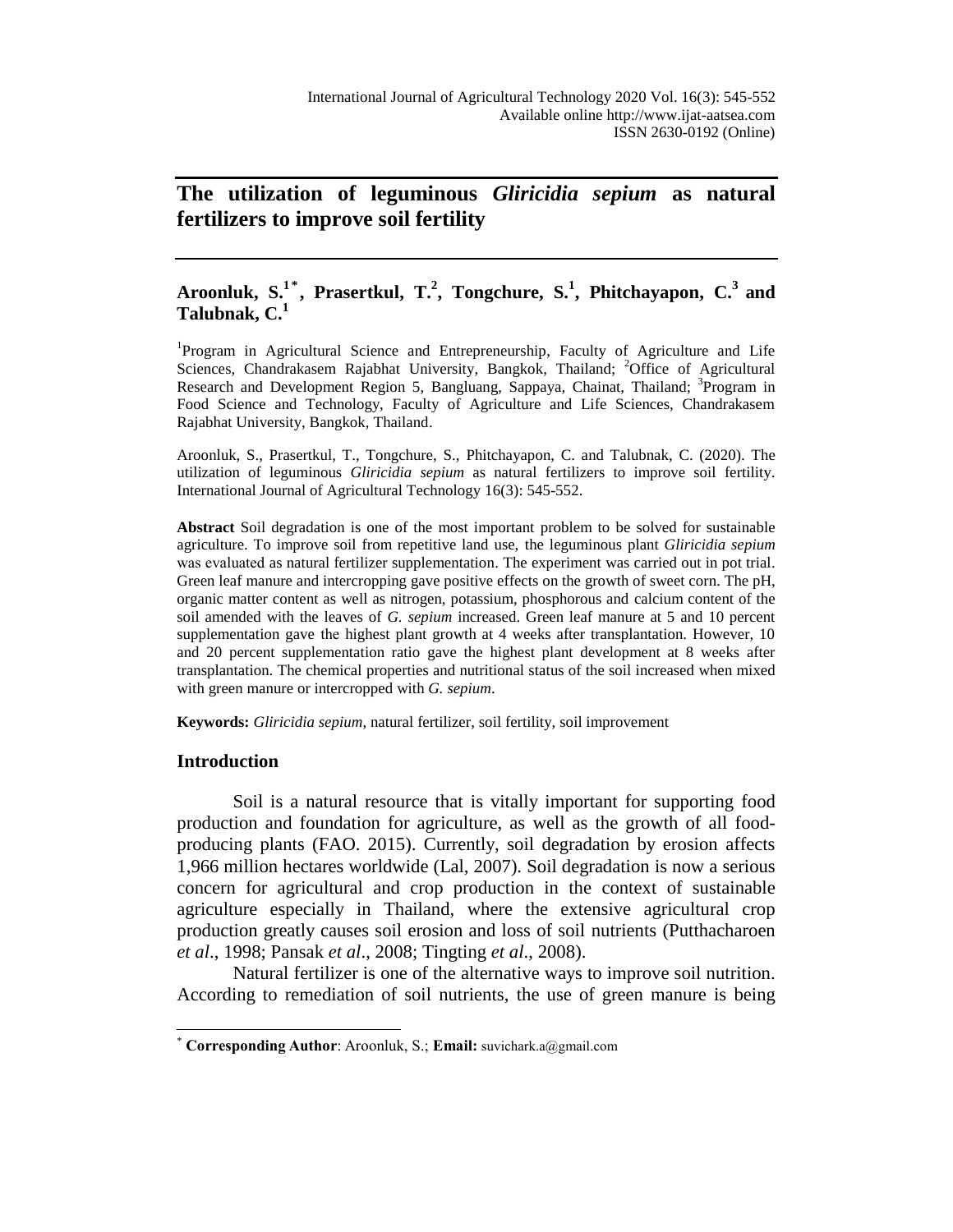# The utilization of leguminous *Gliricidia sepium* as natural fertilizers to improve soil fertility

**Aroonluk, S.[1*], Prasertkul, T.[2], Tongchure, S.[1], Phitchayapon, C.[3] and Talubnak, C.[1]**

[1]Program in Agricultural Science and Entrepreneurship, Faculty of Agriculture and Life Sciences, Chandrakasem Rajabhat University, Bangkok, Thailand; [2]Office of Agricultural Research and Development Region 5, Bangluang, Sappaya, Chainat, Thailand; [3]Program in Food Science and Technology, Faculty of Agriculture and Life Sciences, Chandrakasem Rajabhat University, Bangkok, Thailand.

Aroonluk, S., Prasertkul, T., Tongchure, S., Phitchayapon, C. and Talubnak, C. (2020). The utilization of leguminous *Gliricidia sepium* as natural fertilizers to improve soil fertility. International Journal of Agricultural Technology 16(3): 545-552.

**Abstract** Soil degradation is one of the most important problem to be solved for sustainable agriculture. To improve soil from repetitive land use, the leguminous plant *Gliricidia sepium* was evaluated as natural fertilizer supplementation. The experiment was carried out in pot trial. Green leaf manure and intercropping gave positive effects on the growth of sweet corn. The pH, organic matter content as well as nitrogen, potassium, phosphorous and calcium content of the soil amended with the leaves of *G. sepium* increased. Green leaf manure at 5 and 10 percent supplementation gave the highest plant growth at 4 weeks after transplantation. However, 10 and 20 percent supplementation ratio gave the highest plant development at 8 weeks after transplantation. The chemical properties and nutritional status of the soil increased when mixed with green manure or intercropped with *G. sepium*.

**Keywords:** *Gliricidia sepium*, natural fertilizer, soil fertility, soil improvement

## Introduction

Soil is a natural resource that is vitally important for supporting food production and foundation for agriculture, as well as the growth of all food-producing plants (FAO. 2015). Currently, soil degradation by erosion affects 1,966 million hectares worldwide (Lal, 2007). Soil degradation is now a serious concern for agricultural and crop production in the context of sustainable agriculture especially in Thailand, where the extensive agricultural crop production greatly causes soil erosion and loss of soil nutrients (Putthacharoen *et al*., 1998; Pansak *et al*., 2008; Tingting *et al*., 2008).

Natural fertilizer is one of the alternative ways to improve soil nutrition. According to remediation of soil nutrients, the use of green manure is being

---

[*] **Corresponding Author**: Aroonluk, S.; **Email:** suvichark.a@gmail.com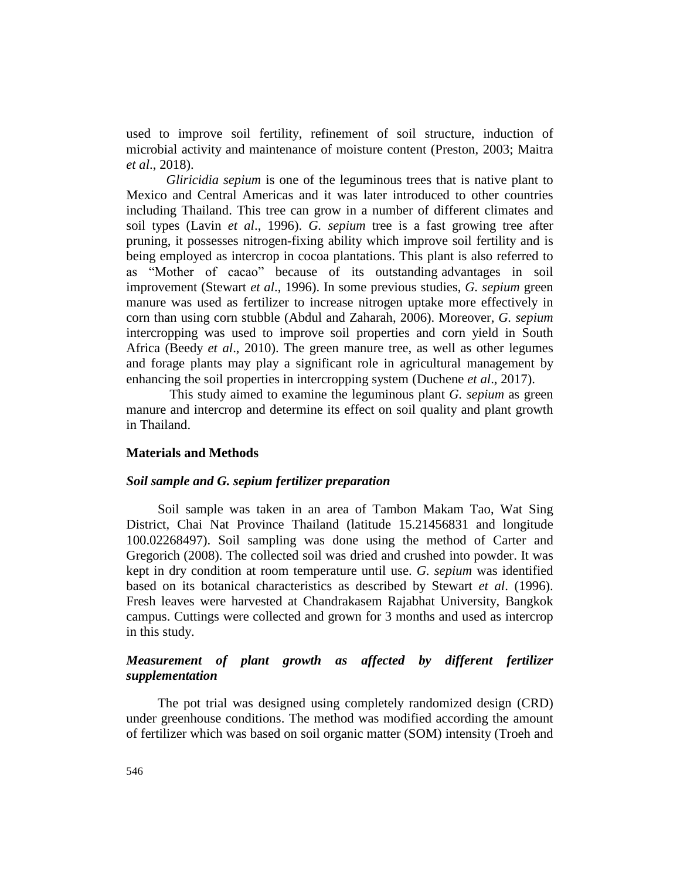used to improve soil fertility, refinement of soil structure, induction of microbial activity and maintenance of moisture content (Preston, 2003; Maitra *et al*., 2018).

*Gliricidia sepium* is one of the leguminous trees that is native plant to Mexico and Central Americas and it was later introduced to other countries including Thailand. This tree can grow in a number of different climates and soil types (Lavin *et al*., 1996). *G. sepium* tree is a fast growing tree after pruning, it possesses nitrogen-fixing ability which improve soil fertility and is being employed as intercrop in cocoa plantations. This plant is also referred to as "Mother of cacao" because of its outstanding advantages in soil improvement (Stewart *et al*., 1996). In some previous studies, *G. sepium* green manure was used as fertilizer to increase nitrogen uptake more effectively in corn than using corn stubble (Abdul and Zaharah, 2006). Moreover, *G. sepium* intercropping was used to improve soil properties and corn yield in South Africa (Beedy *et al*., 2010). The green manure tree, as well as other legumes and forage plants may play a significant role in agricultural management by enhancing the soil properties in intercropping system (Duchene *et al*., 2017).

This study aimed to examine the leguminous plant *G. sepium* as green manure and intercrop and determine its effect on soil quality and plant growth in Thailand.

## Materials and Methods

### *Soil sample and G. sepium fertilizer preparation*

Soil sample was taken in an area of Tambon Makam Tao, Wat Sing District, Chai Nat Province Thailand (latitude 15.21456831 and longitude 100.02268497). Soil sampling was done using the method of Carter and Gregorich (2008). The collected soil was dried and crushed into powder. It was kept in dry condition at room temperature until use. *G. sepium* was identified based on its botanical characteristics as described by Stewart *et al*. (1996). Fresh leaves were harvested at Chandrakasem Rajabhat University, Bangkok campus. Cuttings were collected and grown for 3 months and used as intercrop in this study.

### *Measurement of plant growth as affected by different fertilizer supplementation*

The pot trial was designed using completely randomized design (CRD) under greenhouse conditions. The method was modified according the amount of fertilizer which was based on soil organic matter (SOM) intensity (Troeh and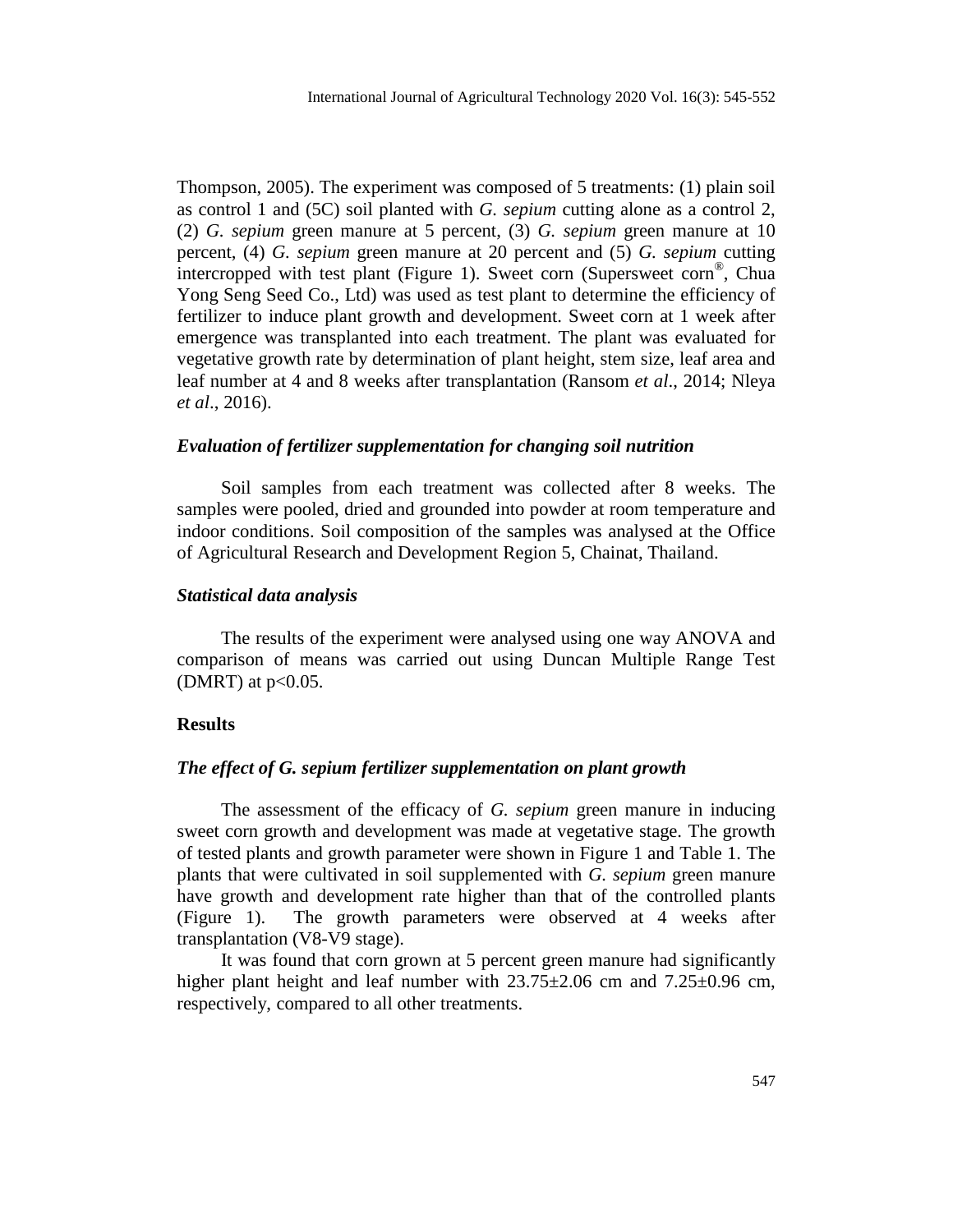Thompson, 2005). The experiment was composed of 5 treatments: (1) plain soil as control 1 and (5C) soil planted with *G. sepium* cutting alone as a control 2, (2) *G. sepium* green manure at 5 percent, (3) *G. sepium* green manure at 10 percent, (4) *G. sepium* green manure at 20 percent and (5) *G. sepium* cutting intercropped with test plant (Figure 1). Sweet corn (Supersweet corn®, Chua Yong Seng Seed Co., Ltd) was used as test plant to determine the efficiency of fertilizer to induce plant growth and development. Sweet corn at 1 week after emergence was transplanted into each treatment. The plant was evaluated for vegetative growth rate by determination of plant height, stem size, leaf area and leaf number at 4 and 8 weeks after transplantation (Ransom *et al*., 2014; Nleya *et al*., 2016).

### *Evaluation of fertilizer supplementation for changing soil nutrition*

Soil samples from each treatment was collected after 8 weeks. The samples were pooled, dried and grounded into powder at room temperature and indoor conditions. Soil composition of the samples was analysed at the Office of Agricultural Research and Development Region 5, Chainat, Thailand.

### *Statistical data analysis*

The results of the experiment were analysed using one way ANOVA and comparison of means was carried out using Duncan Multiple Range Test (DMRT) at $p<0.05$.

## Results

### *The effect of G. sepium fertilizer supplementation on plant growth*

The assessment of the efficacy of *G. sepium* green manure in inducing sweet corn growth and development was made at vegetative stage. The growth of tested plants and growth parameter were shown in Figure 1 and Table 1. The plants that were cultivated in soil supplemented with *G. sepium* green manure have growth and development rate higher than that of the controlled plants (Figure 1). The growth parameters were observed at 4 weeks after transplantation (V8-V9 stage).

It was found that corn grown at 5 percent green manure had significantly higher plant height and leaf number with 23.75±2.06 cm and 7.25±0.96 cm, respectively, compared to all other treatments.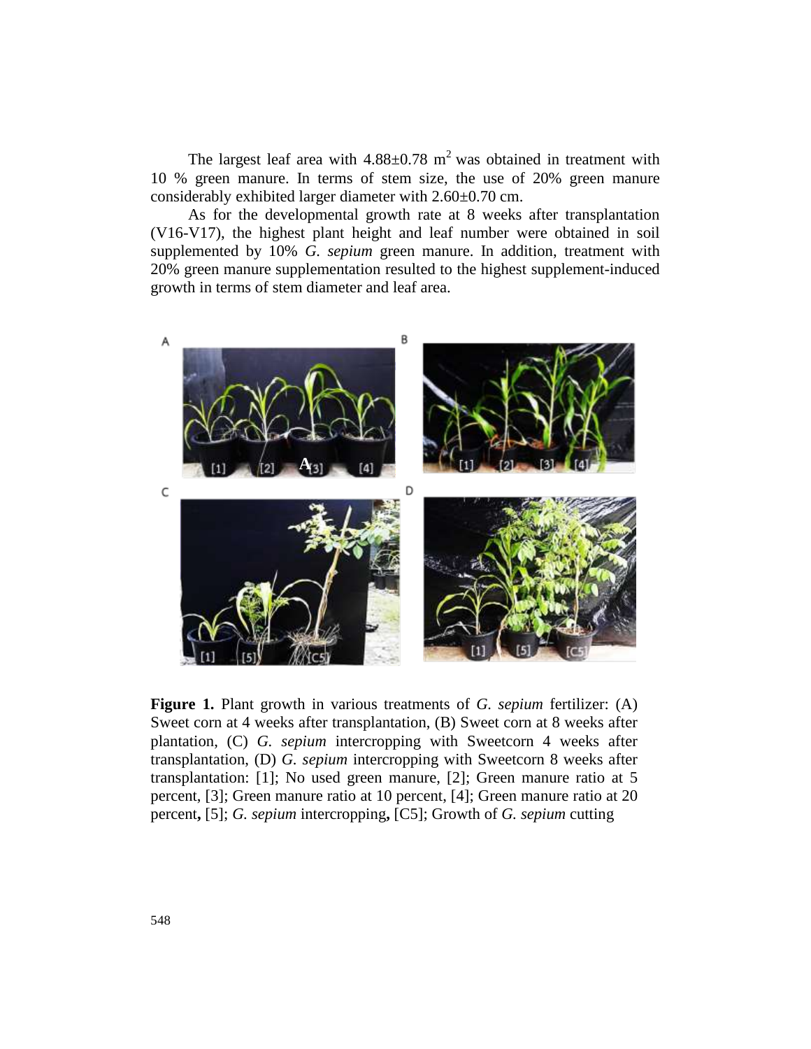The largest leaf area with 4.88±0.78 $m^2$ was obtained in treatment with 10 % green manure. In terms of stem size, the use of 20% green manure considerably exhibited larger diameter with 2.60±0.70 cm.

As for the developmental growth rate at 8 weeks after transplantation (V16-V17), the highest plant height and leaf number were obtained in soil supplemented by 10% *G. sepium* green manure. In addition, treatment with 20% green manure supplementation resulted to the highest supplement-induced growth in terms of stem diameter and leaf area.

**Figure 1.** Plant growth in various treatments of *G. sepium* fertilizer: (A) Sweet corn at 4 weeks after transplantation, (B) Sweet corn at 8 weeks after plantation, (C) *G. sepium* intercropping with Sweetcorn 4 weeks after transplantation, (D) *G. sepium* intercropping with Sweetcorn 8 weeks after transplantation: [1]; No used green manure, [2]; Green manure ratio at 5 percent, [3]; Green manure ratio at 10 percent, [4]; Green manure ratio at 20 percent**,** [5]; *G. sepium* intercropping**,** [C5]; Growth of *G. sepium* cutting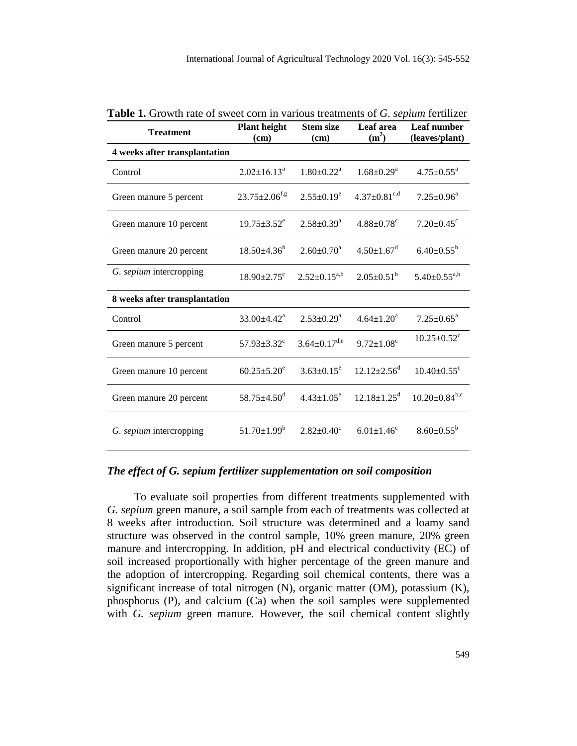**Table 1.** Growth rate of sweet corn in various treatments of *G. sepium* fertilizer

| Treatment | Plant height (cm) | Stem size (cm) | Leaf area ($m^2$) | Leaf number (leaves/plant) |
|---|---|---|---|---|
| **4 weeks after transplantation** | | | | |
| Control | $2.02±16.13^a$ | $1.80±0.22^a$ | $1.68±0.29^a$ | $4.75±0.55^a$ |
| Green manure 5 percent | $23.75±2.06^{f,g}$ | $2.55±0.19^e$ | $4.37±0.81^{c,d}$ | $7.25±0.96^a$ |
| Green manure 10 percent | $19.75±3.52^e$ | $2.58±0.39^a$ | $4.88±0.78^c$ | $7.20±0.45^c$ |
| Green manure 20 percent | $18.50±4.36^b$ | $2.60±0.70^a$ | $4.50±1.67^d$ | $6.40±0.55^b$ |
| *G. sepium* intercropping | $18.90±2.75^c$ | $2.52±0.15^{a,b}$ | $2.05±0.51^b$ | $5.40±0.55^{a,b}$ |
| **8 weeks after transplantation** | | | | |
| Control | $33.00±4.42^a$ | $2.53±0.29^a$ | $4.64±1.20^a$ | $7.25±0.65^a$ |
| Green manure 5 percent | $57.93±3.32^c$ | $3.64±0.17^{d,e}$ | $9.72±1.08^c$ | $10.25±0.52^c$ |
| Green manure 10 percent | $60.25±5.20^e$ | $3.63±0.15^e$ | $12.12±2.56^d$ | $10.40±0.55^c$ |
| Green manure 20 percent | $58.75±4.50^d$ | $4.43±1.05^e$ | $12.18±1.25^d$ | $10.20±0.84^{b,c}$ |
| *G. sepium* intercropping | $51.70±1.99^b$ | $2.82±0.40^c$ | $6.01±1.46^c$ | $8.60±0.55^b$ |

### *The effect of G. sepium fertilizer supplementation on soil composition*

To evaluate soil properties from different treatments supplemented with *G. sepium* green manure, a soil sample from each of treatments was collected at 8 weeks after introduction. Soil structure was determined and a loamy sand structure was observed in the control sample, 10% green manure, 20% green manure and intercropping. In addition, pH and electrical conductivity (EC) of soil increased proportionally with higher percentage of the green manure and the adoption of intercropping. Regarding soil chemical contents, there was a significant increase of total nitrogen (N), organic matter (OM), potassium (K), phosphorus (P), and calcium (Ca) when the soil samples were supplemented with *G. sepium* green manure. However, the soil chemical content slightly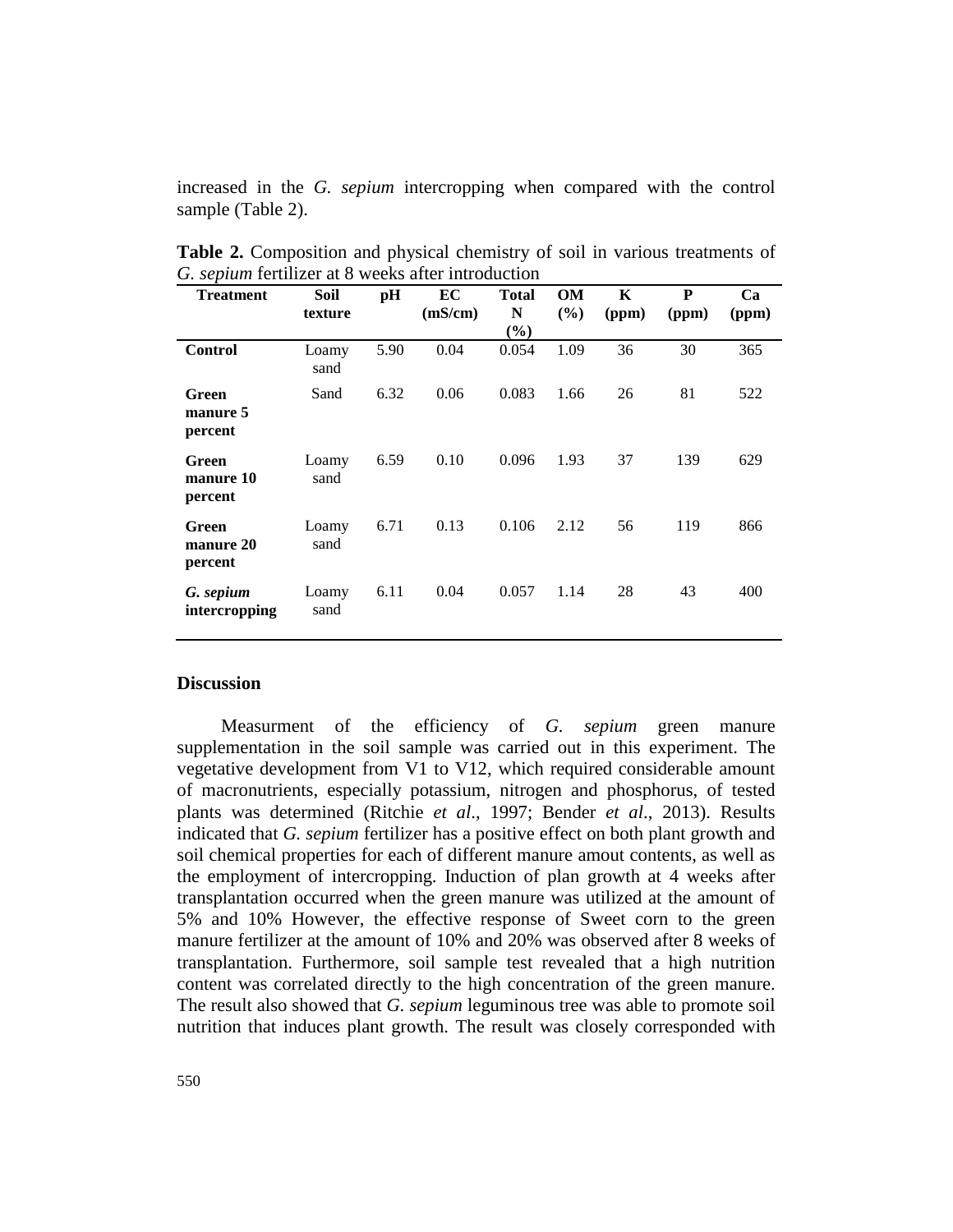increased in the *G. sepium* intercropping when compared with the control sample (Table 2).

**Table 2.** Composition and physical chemistry of soil in various treatments of *G. sepium* fertilizer at 8 weeks after introduction

| Treatment | Soil texture | pH | EC (mS/cm) | Total N (%) | OM (%) | K (ppm) | P (ppm) | Ca (ppm) |
|---|---|---|---|---|---|---|---|---|
| **Control** | Loamy sand | 5.90 | 0.04 | 0.054 | 1.09 | 36 | 30 | 365 |
| **Green manure 5 percent** | Sand | 6.32 | 0.06 | 0.083 | 1.66 | 26 | 81 | 522 |
| **Green manure 10 percent** | Loamy sand | 6.59 | 0.10 | 0.096 | 1.93 | 37 | 139 | 629 |
| **Green manure 20 percent** | Loamy sand | 6.71 | 0.13 | 0.106 | 2.12 | 56 | 119 | 866 |
| ***G. sepium* intercropping** | Loamy sand | 6.11 | 0.04 | 0.057 | 1.14 | 28 | 43 | 400 |

## Discussion

Measurment of the efficiency of *G. sepium* green manure supplementation in the soil sample was carried out in this experiment. The vegetative development from V1 to V12, which required considerable amount of macronutrients, especially potassium, nitrogen and phosphorus, of tested plants was determined (Ritchie *et al*., 1997; Bender *et al*., 2013). Results indicated that *G. sepium* fertilizer has a positive effect on both plant growth and soil chemical properties for each of different manure amout contents, as well as the employment of intercropping. Induction of plan growth at 4 weeks after transplantation occurred when the green manure was utilized at the amount of 5% and 10% However, the effective response of Sweet corn to the green manure fertilizer at the amount of 10% and 20% was observed after 8 weeks of transplantation. Furthermore, soil sample test revealed that a high nutrition content was correlated directly to the high concentration of the green manure. The result also showed that *G. sepium* leguminous tree was able to promote soil nutrition that induces plant growth. The result was closely corresponded with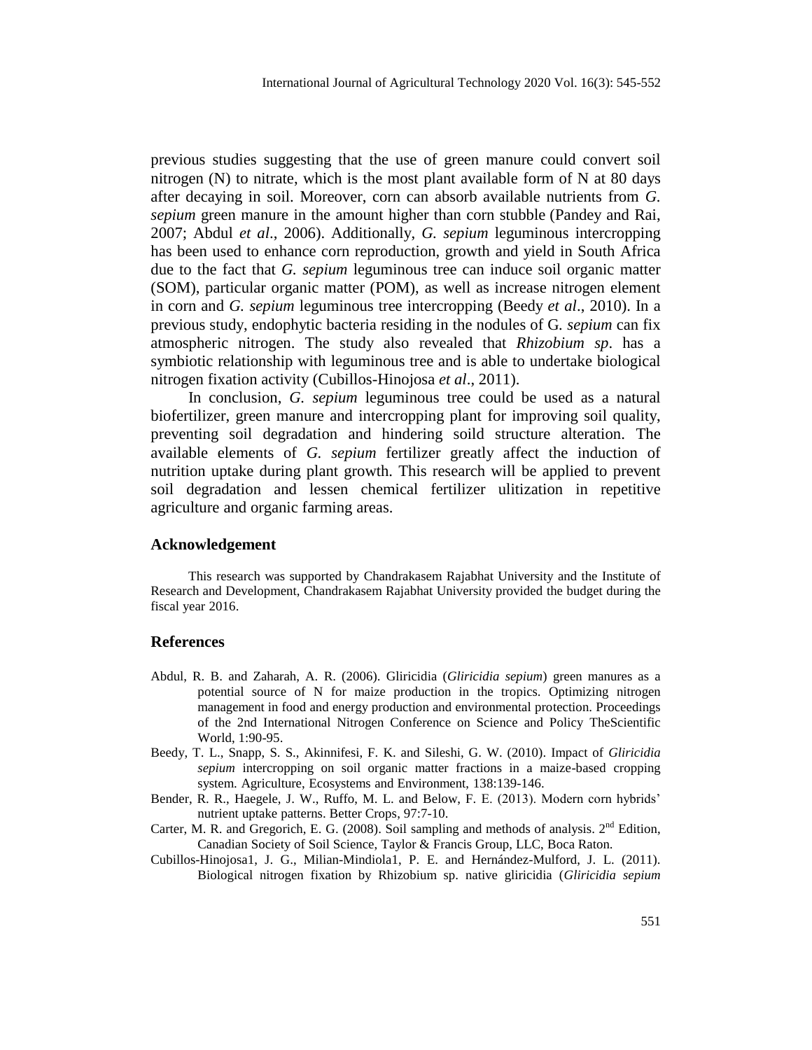previous studies suggesting that the use of green manure could convert soil nitrogen (N) to nitrate, which is the most plant available form of N at 80 days after decaying in soil. Moreover, corn can absorb available nutrients from *G. sepium* green manure in the amount higher than corn stubble (Pandey and Rai, 2007; Abdul *et al*., 2006). Additionally, *G. sepium* leguminous intercropping has been used to enhance corn reproduction, growth and yield in South Africa due to the fact that *G. sepium* leguminous tree can induce soil organic matter (SOM), particular organic matter (POM), as well as increase nitrogen element in corn and *G. sepium* leguminous tree intercropping (Beedy *et al*., 2010). In a previous study, endophytic bacteria residing in the nodules of G. *sepium* can fix atmospheric nitrogen. The study also revealed that *Rhizobium sp*. has a symbiotic relationship with leguminous tree and is able to undertake biological nitrogen fixation activity (Cubillos-Hinojosa *et al*., 2011).

In conclusion, *G. sepium* leguminous tree could be used as a natural biofertilizer, green manure and intercropping plant for improving soil quality, preventing soil degradation and hindering soild structure alteration. The available elements of *G. sepium* fertilizer greatly affect the induction of nutrition uptake during plant growth. This research will be applied to prevent soil degradation and lessen chemical fertilizer ulitization in repetitive agriculture and organic farming areas.

## Acknowledgement

This research was supported by Chandrakasem Rajabhat University and the Institute of Research and Development, Chandrakasem Rajabhat University provided the budget during the fiscal year 2016.

## References

Abdul, R. B. and Zaharah, A. R. (2006). Gliricidia (*Gliricidia sepium*) green manures as a potential source of N for maize production in the tropics. Optimizing nitrogen management in food and energy production and environmental protection. Proceedings of the 2nd International Nitrogen Conference on Science and Policy TheScientific World, 1:90-95.

Beedy, T. L., Snapp, S. S., Akinnifesi, F. K. and Sileshi, G. W. (2010). Impact of *Gliricidia sepium* intercropping on soil organic matter fractions in a maize-based cropping system. Agriculture, Ecosystems and Environment, 138:139-146.

Bender, R. R., Haegele, J. W., Ruffo, M. L. and Below, F. E. (2013). Modern corn hybrids' nutrient uptake patterns. Better Crops, 97:7-10.

Carter, M. R. and Gregorich, E. G. (2008). Soil sampling and methods of analysis. 2nd Edition, Canadian Society of Soil Science, Taylor & Francis Group, LLC, Boca Raton.

Cubillos-Hinojosa1, J. G., Milian-Mindiola1, P. E. and Hernández-Mulford, J. L. (2011). Biological nitrogen fixation by Rhizobium sp. native gliricidia (*Gliricidia sepium*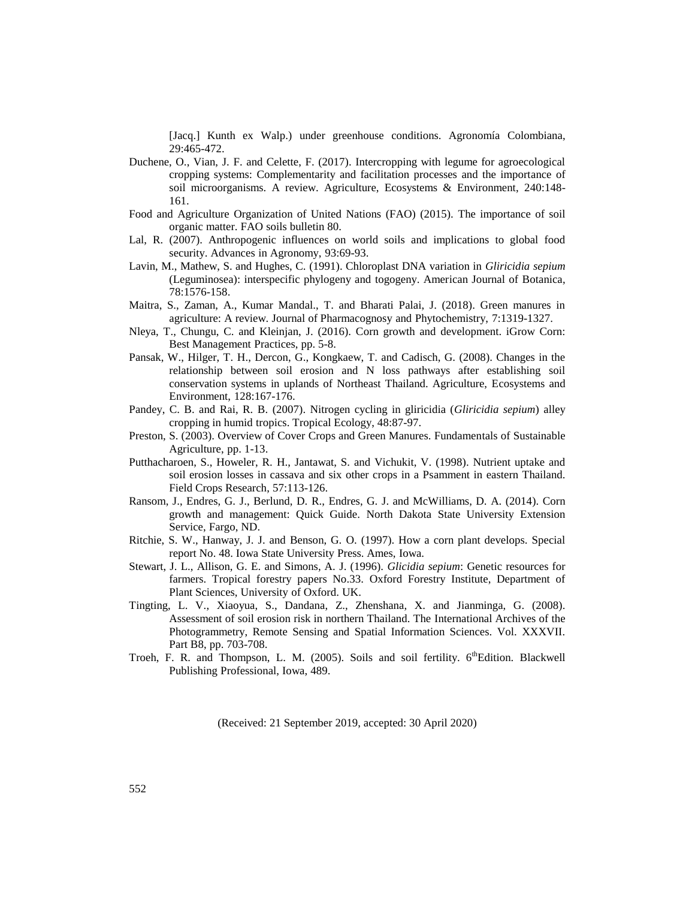[Jacq.] Kunth ex Walp.) under greenhouse conditions. Agronomía Colombiana, 29:465-472.

Duchene, O., Vian, J. F. and Celette, F. (2017). Intercropping with legume for agroecological cropping systems: Complementarity and facilitation processes and the importance of soil microorganisms. A review. Agriculture, Ecosystems & Environment, 240:148-161.

Food and Agriculture Organization of United Nations (FAO) (2015). The importance of soil organic matter. FAO soils bulletin 80.

Lal, R. (2007). Anthropogenic influences on world soils and implications to global food security. Advances in Agronomy, 93:69-93.

Lavin, M., Mathew, S. and Hughes, C. (1991). Chloroplast DNA variation in *Gliricidia sepium* (Leguminosea): interspecific phylogeny and togogeny. American Journal of Botanica, 78:1576-158.

Maitra, S., Zaman, A., Kumar Mandal., T. and Bharati Palai, J. (2018). Green manures in agriculture: A review. Journal of Pharmacognosy and Phytochemistry, 7:1319-1327.

Nleya, T., Chungu, C. and Kleinjan, J. (2016). Corn growth and development. iGrow Corn: Best Management Practices, pp. 5-8.

Pansak, W., Hilger, T. H., Dercon, G., Kongkaew, T. and Cadisch, G. (2008). Changes in the relationship between soil erosion and N loss pathways after establishing soil conservation systems in uplands of Northeast Thailand. Agriculture, Ecosystems and Environment, 128:167-176.

Pandey, C. B. and Rai, R. B. (2007). Nitrogen cycling in gliricidia (*Gliricidia sepium*) alley cropping in humid tropics. Tropical Ecology, 48:87-97.

Preston, S. (2003). Overview of Cover Crops and Green Manures. Fundamentals of Sustainable Agriculture, pp. 1-13.

Putthacharoen, S., Howeler, R. H., Jantawat, S. and Vichukit, V. (1998). Nutrient uptake and soil erosion losses in cassava and six other crops in a Psamment in eastern Thailand. Field Crops Research, 57:113-126.

Ransom, J., Endres, G. J., Berlund, D. R., Endres, G. J. and McWilliams, D. A. (2014). Corn growth and management: Quick Guide. North Dakota State University Extension Service, Fargo, ND.

Ritchie, S. W., Hanway, J. J. and Benson, G. O. (1997). How a corn plant develops. Special report No. 48. Iowa State University Press. Ames, Iowa.

Stewart, J. L., Allison, G. E. and Simons, A. J. (1996). *Glicidia sepium*: Genetic resources for farmers. Tropical forestry papers No.33. Oxford Forestry Institute, Department of Plant Sciences, University of Oxford. UK.

Tingting, L. V., Xiaoyua, S., Dandana, Z., Zhenshana, X. and Jianminga, G. (2008). Assessment of soil erosion risk in northern Thailand. The International Archives of the Photogrammetry, Remote Sensing and Spatial Information Sciences. Vol. XXXVII. Part B8, pp. 703-708.

Troeh, F. R. and Thompson, L. M. (2005). Soils and soil fertility. 6thEdition. Blackwell Publishing Professional, Iowa, 489.

(Received: 21 September 2019, accepted: 30 April 2020)